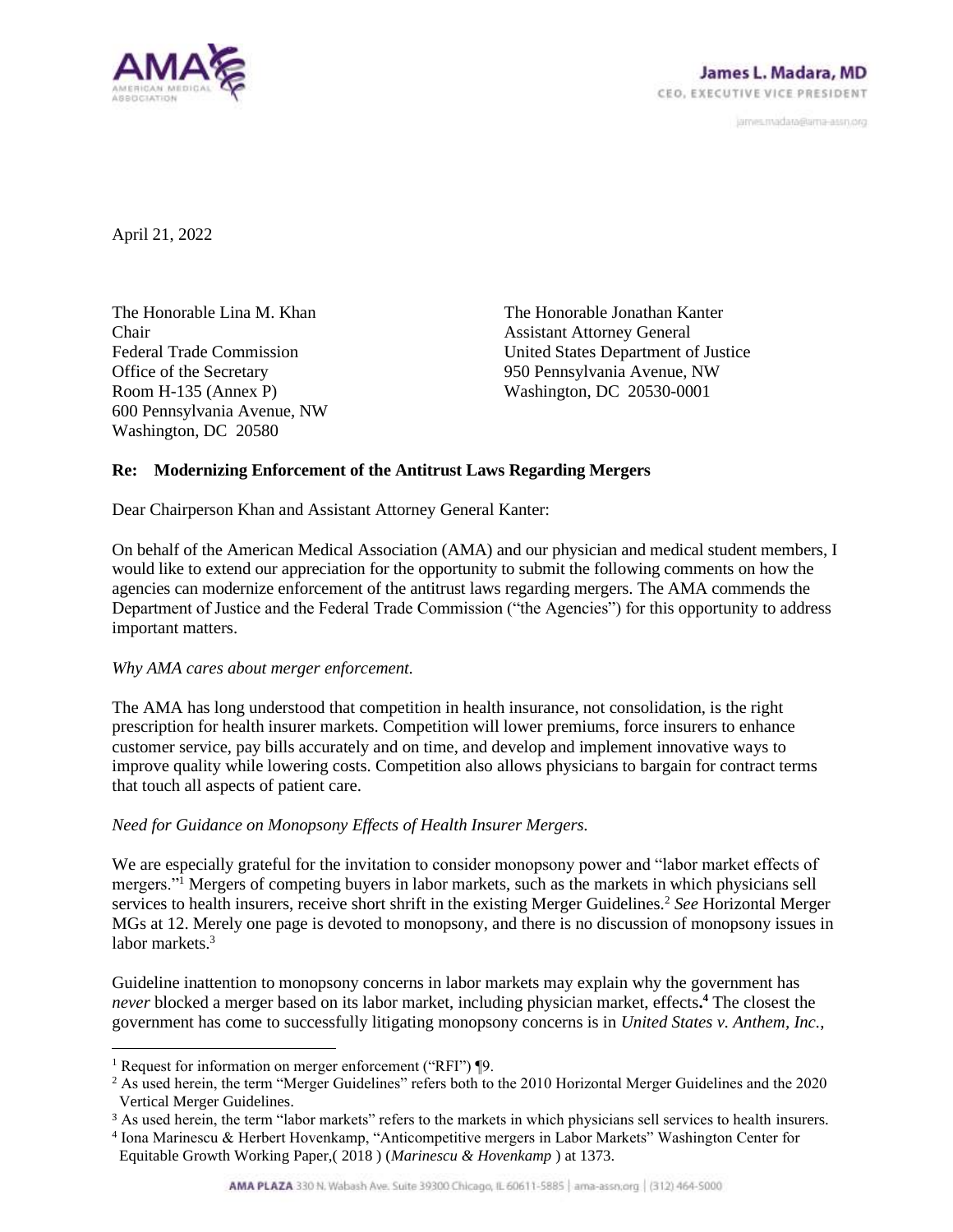AMERICAN MEDICAL ASSOCIATION

**James L. Madara, MD**
CEO, EXECUTIVE VICE PRESIDENT

james.madara@ama-assn.org

April 21, 2022

The Honorable Lina M. Khan
Chair
Federal Trade Commission
Office of the Secretary
Room H-135 (Annex P)
600 Pennsylvania Avenue, NW
Washington, DC 20580

The Honorable Jonathan Kanter
Assistant Attorney General
United States Department of Justice
950 Pennsylvania Avenue, NW
Washington, DC 20530-0001

**Re: Modernizing Enforcement of the Antitrust Laws Regarding Mergers**

Dear Chairperson Khan and Assistant Attorney General Kanter:

On behalf of the American Medical Association (AMA) and our physician and medical student members, I would like to extend our appreciation for the opportunity to submit the following comments on how the agencies can modernize enforcement of the antitrust laws regarding mergers. The AMA commends the Department of Justice and the Federal Trade Commission ("the Agencies") for this opportunity to address important matters.

*Why AMA cares about merger enforcement.*

The AMA has long understood that competition in health insurance, not consolidation, is the right prescription for health insurer markets. Competition will lower premiums, force insurers to enhance customer service, pay bills accurately and on time, and develop and implement innovative ways to improve quality while lowering costs. Competition also allows physicians to bargain for contract terms that touch all aspects of patient care.

*Need for Guidance on Monopsony Effects of Health Insurer Mergers.*

We are especially grateful for the invitation to consider monopsony power and "labor market effects of mergers."[1] Mergers of competing buyers in labor markets, such as the markets in which physicians sell services to health insurers, receive short shrift in the existing Merger Guidelines.[2] *See* Horizontal Merger MGs at 12. Merely one page is devoted to monopsony, and there is no discussion of monopsony issues in labor markets.[3]

Guideline inattention to monopsony concerns in labor markets may explain why the government has *never* blocked a merger based on its labor market, including physician market, effects**.**[4] The closest the government has come to successfully litigating monopsony concerns is in *United States v. Anthem, Inc.*,

---

[1] Request for information on merger enforcement ("RFI") ¶9.

[2] As used herein, the term "Merger Guidelines" refers both to the 2010 Horizontal Merger Guidelines and the 2020 Vertical Merger Guidelines.

[3] As used herein, the term "labor markets" refers to the markets in which physicians sell services to health insurers.

[4] Iona Marinescu & Herbert Hovenkamp, "Anticompetitive mergers in Labor Markets" Washington Center for Equitable Growth Working Paper,( 2018 ) (*Marinescu & Hovenkamp* ) at 1373.

AMA PLAZA 330 N. Wabash Ave. Suite 39300 Chicago, IL 60611-5885 | ama-assn.org | (312) 464-5000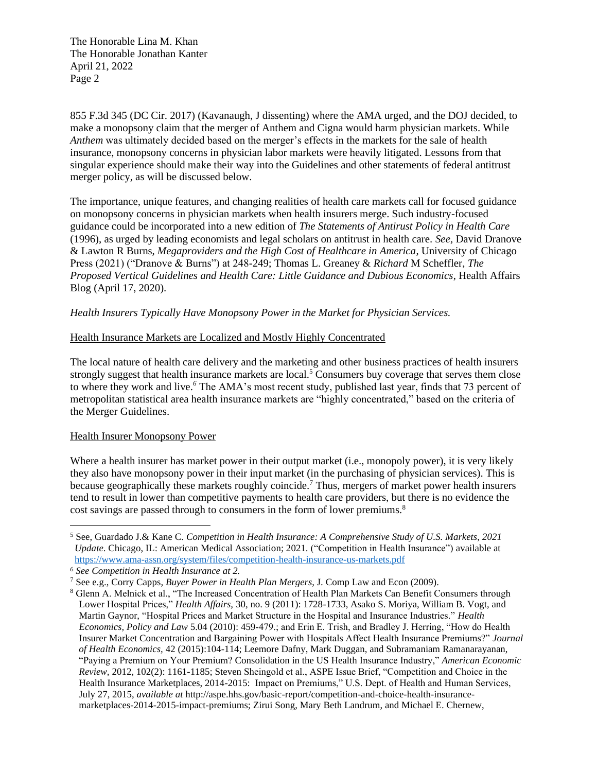855 F.3d 345 (DC Cir. 2017) (Kavanaugh, J dissenting) where the AMA urged, and the DOJ decided, to make a monopsony claim that the merger of Anthem and Cigna would harm physician markets. While *Anthem* was ultimately decided based on the merger's effects in the markets for the sale of health insurance, monopsony concerns in physician labor markets were heavily litigated. Lessons from that singular experience should make their way into the Guidelines and other statements of federal antitrust merger policy, as will be discussed below.

The importance, unique features, and changing realities of health care markets call for focused guidance on monopsony concerns in physician markets when health insurers merge. Such industry-focused guidance could be incorporated into a new edition of *The Statements of Antitrust Policy in Health Care* (1996), as urged by leading economists and legal scholars on antitrust in health care. *See,* David Dranove & Lawton R Burns, *Megaproviders and the High Cost of Healthcare in America*, University of Chicago Press (2021) ("Dranove & Burns") at 248-249; Thomas L. Greaney & *Richard* M Scheffler, *The Proposed Vertical Guidelines and Health Care: Little Guidance and Dubious Economics*, Health Affairs Blog (April 17, 2020).

*Health Insurers Typically Have Monopsony Power in the Market for Physician Services.*

<u>Health Insurance Markets are Localized and Mostly Highly Concentrated</u>

The local nature of health care delivery and the marketing and other business practices of health insurers strongly suggest that health insurance markets are local.[5] Consumers buy coverage that serves them close to where they work and live.[6] The AMA's most recent study, published last year, finds that 73 percent of metropolitan statistical area health insurance markets are "highly concentrated," based on the criteria of the Merger Guidelines.

<u>Health Insurer Monopsony Power</u>

Where a health insurer has market power in their output market (i.e., monopoly power), it is very likely they also have monopsony power in their input market (in the purchasing of physician services). This is because geographically these markets roughly coincide.[7] Thus, mergers of market power health insurers tend to result in lower than competitive payments to health care providers, but there is no evidence the cost savings are passed through to consumers in the form of lower premiums.[8]

---

[5] See, Guardado J.& Kane C. *Competition in Health Insurance: A Comprehensive Study of U.S. Markets, 2021 Update*. Chicago, IL: American Medical Association; 2021. ("Competition in Health Insurance") available at https://www.ama-assn.org/system/files/competition-health-insurance-us-markets.pdf

[6] *See Competition in Health Insurance at 2.*

[7] See e.g., Corry Capps, *Buyer Power in Health Plan Mergers*, J. Comp Law and Econ (2009).

[8] Glenn A. Melnick et al., "The Increased Concentration of Health Plan Markets Can Benefit Consumers through Lower Hospital Prices," *Health Affairs,* 30, no. 9 (2011): 1728-1733, Asako S. Moriya, William B. Vogt, and Martin Gaynor, "Hospital Prices and Market Structure in the Hospital and Insurance Industries." *Health Economics, Policy and Law* 5.04 (2010): 459-479.; and Erin E. Trish, and Bradley J. Herring, "How do Health Insurer Market Concentration and Bargaining Power with Hospitals Affect Health Insurance Premiums?" *Journal of Health Economics*, 42 (2015):104-114; Leemore Dafny, Mark Duggan, and Subramaniam Ramanarayanan, "Paying a Premium on Your Premium? Consolidation in the US Health Insurance Industry," *American Economic Review*, 2012, 102(2): 1161-1185; Steven Sheingold et al., ASPE Issue Brief, "Competition and Choice in the Health Insurance Marketplaces, 2014-2015: Impact on Premiums," U.S. Dept. of Health and Human Services, July 27, 2015, *available at* http://aspe.hhs.gov/basic-report/competition-and-choice-health-insurance-marketplaces-2014-2015-impact-premiums; Zirui Song, Mary Beth Landrum, and Michael E. Chernew,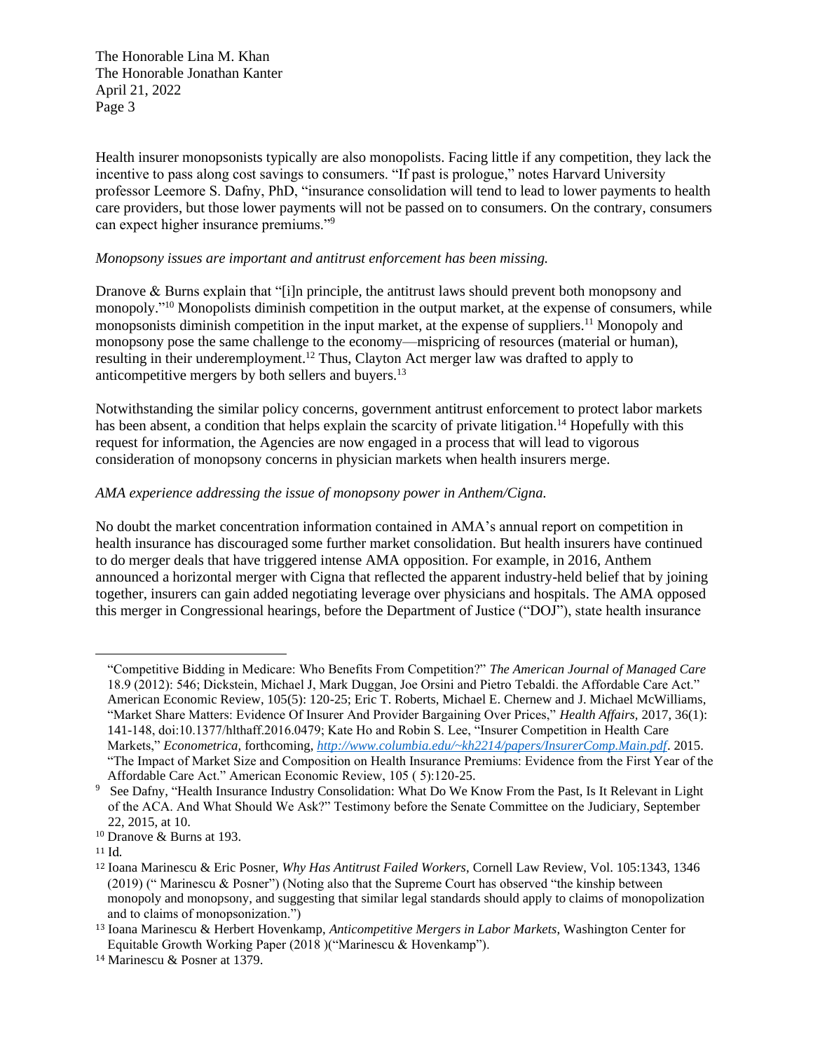Health insurer monopsonists typically are also monopolists. Facing little if any competition, they lack the incentive to pass along cost savings to consumers. "If past is prologue," notes Harvard University professor Leemore S. Dafny, PhD, "insurance consolidation will tend to lead to lower payments to health care providers, but those lower payments will not be passed on to consumers. On the contrary, consumers can expect higher insurance premiums."[9]

*Monopsony issues are important and antitrust enforcement has been missing.*

Dranove & Burns explain that "[i]n principle, the antitrust laws should prevent both monopsony and monopoly."[10] Monopolists diminish competition in the output market, at the expense of consumers, while monopsonists diminish competition in the input market, at the expense of suppliers.[11] Monopoly and monopsony pose the same challenge to the economy—mispricing of resources (material or human), resulting in their underemployment.[12] Thus, Clayton Act merger law was drafted to apply to anticompetitive mergers by both sellers and buyers.[13]

Notwithstanding the similar policy concerns, government antitrust enforcement to protect labor markets has been absent, a condition that helps explain the scarcity of private litigation.[14] Hopefully with this request for information, the Agencies are now engaged in a process that will lead to vigorous consideration of monopsony concerns in physician markets when health insurers merge.

*AMA experience addressing the issue of monopsony power in Anthem/Cigna.*

No doubt the market concentration information contained in AMA's annual report on competition in health insurance has discouraged some further market consolidation. But health insurers have continued to do merger deals that have triggered intense AMA opposition. For example, in 2016, Anthem announced a horizontal merger with Cigna that reflected the apparent industry-held belief that by joining together, insurers can gain added negotiating leverage over physicians and hospitals. The AMA opposed this merger in Congressional hearings, before the Department of Justice ("DOJ"), state health insurance

---

"Competitive Bidding in Medicare: Who Benefits From Competition?" *The American Journal of Managed Care* 18.9 (2012): 546; Dickstein, Michael J, Mark Duggan, Joe Orsini and Pietro Tebaldi. the Affordable Care Act." American Economic Review, 105(5): 120-25; Eric T. Roberts, Michael E. Chernew and J. Michael McWilliams, "Market Share Matters: Evidence Of Insurer And Provider Bargaining Over Prices," *Health Affairs,* 2017, 36(1): 141-148, doi:10.1377/hlthaff.2016.0479; Kate Ho and Robin S. Lee, "Insurer Competition in Health Care Markets," *Econometrica,* forthcoming, *http://www.columbia.edu/~kh2214/papers/InsurerComp.Main.pdf*. 2015. "The Impact of Market Size and Composition on Health Insurance Premiums: Evidence from the First Year of the Affordable Care Act." American Economic Review, 105 ( 5):120-25.

[9] See Dafny, "Health Insurance Industry Consolidation: What Do We Know From the Past, Is It Relevant in Light of the ACA. And What Should We Ask?" Testimony before the Senate Committee on the Judiciary, September 22, 2015, at 10.

[10] Dranove & Burns at 193.

[11] Id.

[12] Ioana Marinescu & Eric Posner, *Why Has Antitrust Failed Workers*, Cornell Law Review, Vol. 105:1343, 1346 (2019) (" Marinescu & Posner") (Noting also that the Supreme Court has observed "the kinship between monopoly and monopsony, and suggesting that similar legal standards should apply to claims of monopolization and to claims of monopsonization.")

[13] Ioana Marinescu & Herbert Hovenkamp, *Anticompetitive Mergers in Labor Markets*, Washington Center for Equitable Growth Working Paper (2018 )("Marinescu & Hovenkamp").

[14] Marinescu & Posner at 1379.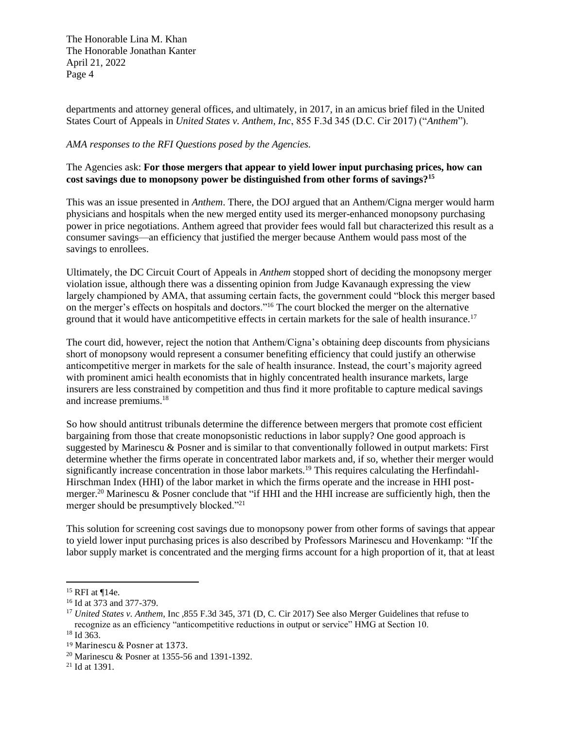departments and attorney general offices, and ultimately, in 2017, in an amicus brief filed in the United States Court of Appeals in *United States v. Anthem, Inc*, 855 F.3d 345 (D.C. Cir 2017) ("*Anthem*").

*AMA responses to the RFI Questions posed by the Agencies.*

The Agencies ask: **For those mergers that appear to yield lower input purchasing prices, how can cost savings due to monopsony power be distinguished from other forms of savings?**[15]

This was an issue presented in *Anthem*. There, the DOJ argued that an Anthem/Cigna merger would harm physicians and hospitals when the new merged entity used its merger-enhanced monopsony purchasing power in price negotiations. Anthem agreed that provider fees would fall but characterized this result as a consumer savings—an efficiency that justified the merger because Anthem would pass most of the savings to enrollees.

Ultimately, the DC Circuit Court of Appeals in *Anthem* stopped short of deciding the monopsony merger violation issue, although there was a dissenting opinion from Judge Kavanaugh expressing the view largely championed by AMA, that assuming certain facts, the government could "block this merger based on the merger's effects on hospitals and doctors."[16] The court blocked the merger on the alternative ground that it would have anticompetitive effects in certain markets for the sale of health insurance.[17]

The court did, however, reject the notion that Anthem/Cigna's obtaining deep discounts from physicians short of monopsony would represent a consumer benefiting efficiency that could justify an otherwise anticompetitive merger in markets for the sale of health insurance. Instead, the court's majority agreed with prominent amici health economists that in highly concentrated health insurance markets, large insurers are less constrained by competition and thus find it more profitable to capture medical savings and increase premiums.[18]

So how should antitrust tribunals determine the difference between mergers that promote cost efficient bargaining from those that create monopsonistic reductions in labor supply? One good approach is suggested by Marinescu & Posner and is similar to that conventionally followed in output markets: First determine whether the firms operate in concentrated labor markets and, if so, whether their merger would significantly increase concentration in those labor markets.[19] This requires calculating the Herfindahl-Hirschman Index (HHI) of the labor market in which the firms operate and the increase in HHI post-merger.[20] Marinescu & Posner conclude that "if HHI and the HHI increase are sufficiently high, then the merger should be presumptively blocked."[21]

This solution for screening cost savings due to monopsony power from other forms of savings that appear to yield lower input purchasing prices is also described by Professors Marinescu and Hovenkamp: "If the labor supply market is concentrated and the merging firms account for a high proportion of it, that at least

---

[15] RFI at ¶14e.

[16] Id at 373 and 377-379.

[17] *United States v. Anthem,* Inc ,855 F.3d 345, 371 (D, C. Cir 2017) See also Merger Guidelines that refuse to recognize as an efficiency "anticompetitive reductions in output or service" HMG at Section 10.

[18] Id 363.

[19] Marinescu & Posner at 1373.

[20] Marinescu & Posner at 1355-56 and 1391-1392.

[21] Id at 1391.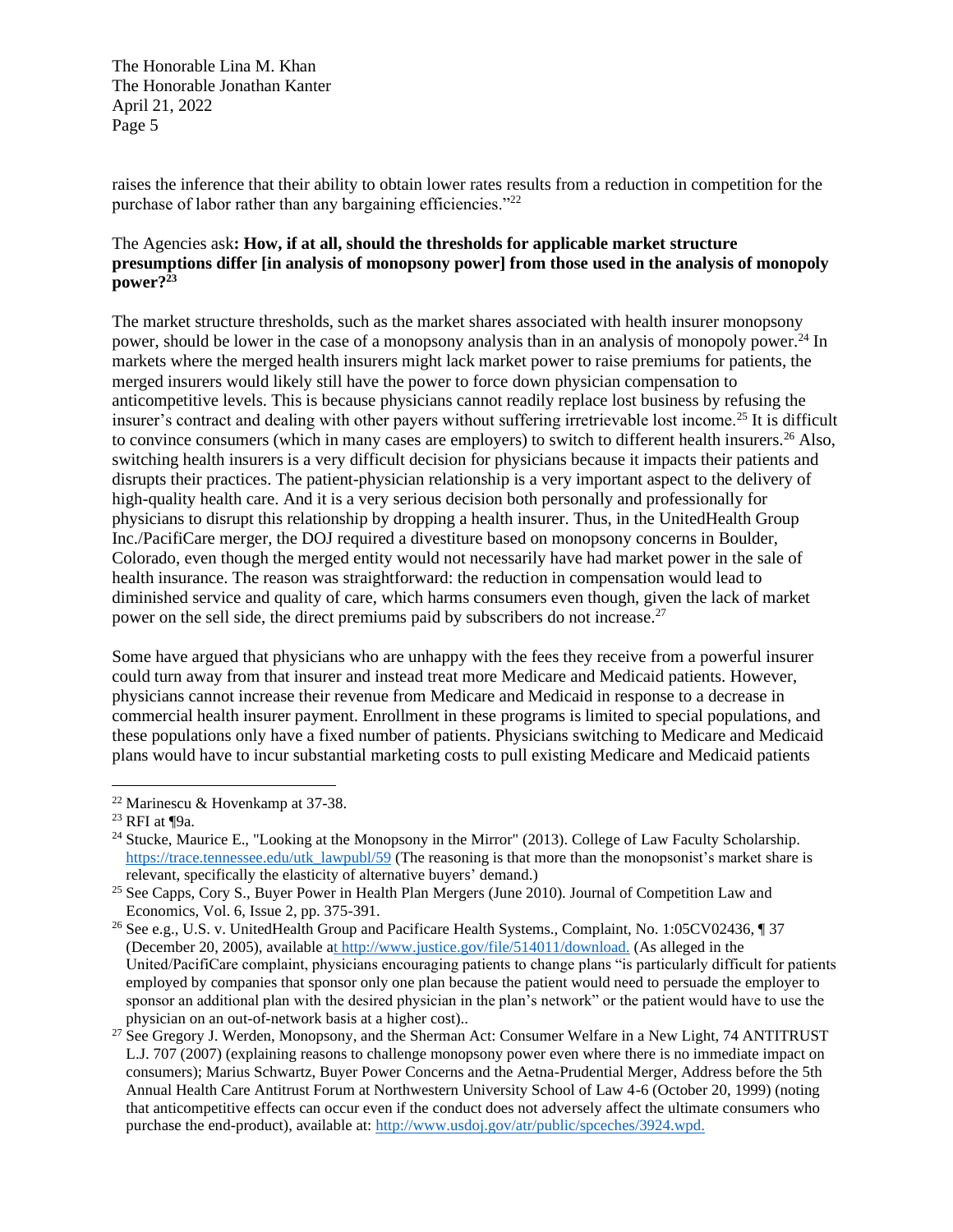raises the inference that their ability to obtain lower rates results from a reduction in competition for the purchase of labor rather than any bargaining efficiencies."[22]

The Agencies ask**: How, if at all, should the thresholds for applicable market structure presumptions differ [in analysis of monopsony power] from those used in the analysis of monopoly power?**[23]

The market structure thresholds, such as the market shares associated with health insurer monopsony power, should be lower in the case of a monopsony analysis than in an analysis of monopoly power.[24] In markets where the merged health insurers might lack market power to raise premiums for patients, the merged insurers would likely still have the power to force down physician compensation to anticompetitive levels. This is because physicians cannot readily replace lost business by refusing the insurer's contract and dealing with other payers without suffering irretrievable lost income.[25] It is difficult to convince consumers (which in many cases are employers) to switch to different health insurers.[26] Also, switching health insurers is a very difficult decision for physicians because it impacts their patients and disrupts their practices. The patient-physician relationship is a very important aspect to the delivery of high-quality health care. And it is a very serious decision both personally and professionally for physicians to disrupt this relationship by dropping a health insurer. Thus, in the UnitedHealth Group Inc./PacifiCare merger, the DOJ required a divestiture based on monopsony concerns in Boulder, Colorado, even though the merged entity would not necessarily have had market power in the sale of health insurance. The reason was straightforward: the reduction in compensation would lead to diminished service and quality of care, which harms consumers even though, given the lack of market power on the sell side, the direct premiums paid by subscribers do not increase.[27]

Some have argued that physicians who are unhappy with the fees they receive from a powerful insurer could turn away from that insurer and instead treat more Medicare and Medicaid patients. However, physicians cannot increase their revenue from Medicare and Medicaid in response to a decrease in commercial health insurer payment. Enrollment in these programs is limited to special populations, and these populations only have a fixed number of patients. Physicians switching to Medicare and Medicaid plans would have to incur substantial marketing costs to pull existing Medicare and Medicaid patients

---

[22] Marinescu & Hovenkamp at 37-38.

[23] RFI at ¶9a.

[24] Stucke, Maurice E., "Looking at the Monopsony in the Mirror" (2013). College of Law Faculty Scholarship. https://trace.tennessee.edu/utk_lawpubl/59 (The reasoning is that more than the monopsonist's market share is relevant, specifically the elasticity of alternative buyers' demand.)

[25] See Capps, Cory S., Buyer Power in Health Plan Mergers (June 2010). Journal of Competition Law and Economics, Vol. 6, Issue 2, pp. 375-391.

[26] See e.g., U.S. v. UnitedHealth Group and Pacificare Health Systems., Complaint, No. 1:05CV02436, ¶ 37 (December 20, 2005), available at http://www.justice.gov/file/514011/download. (As alleged in the United/PacifiCare complaint, physicians encouraging patients to change plans "is particularly difficult for patients employed by companies that sponsor only one plan because the patient would need to persuade the employer to sponsor an additional plan with the desired physician in the plan's network" or the patient would have to use the physician on an out-of-network basis at a higher cost)..

[27] See Gregory J. Werden, Monopsony, and the Sherman Act: Consumer Welfare in a New Light, 74 ANTITRUST L.J. 707 (2007) (explaining reasons to challenge monopsony power even where there is no immediate impact on consumers); Marius Schwartz, Buyer Power Concerns and the Aetna-Prudential Merger, Address before the 5th Annual Health Care Antitrust Forum at Northwestern University School of Law 4-6 (October 20, 1999) (noting that anticompetitive effects can occur even if the conduct does not adversely affect the ultimate consumers who purchase the end-product), available at: http://www.usdoj.gov/atr/public/spceches/3924.wpd.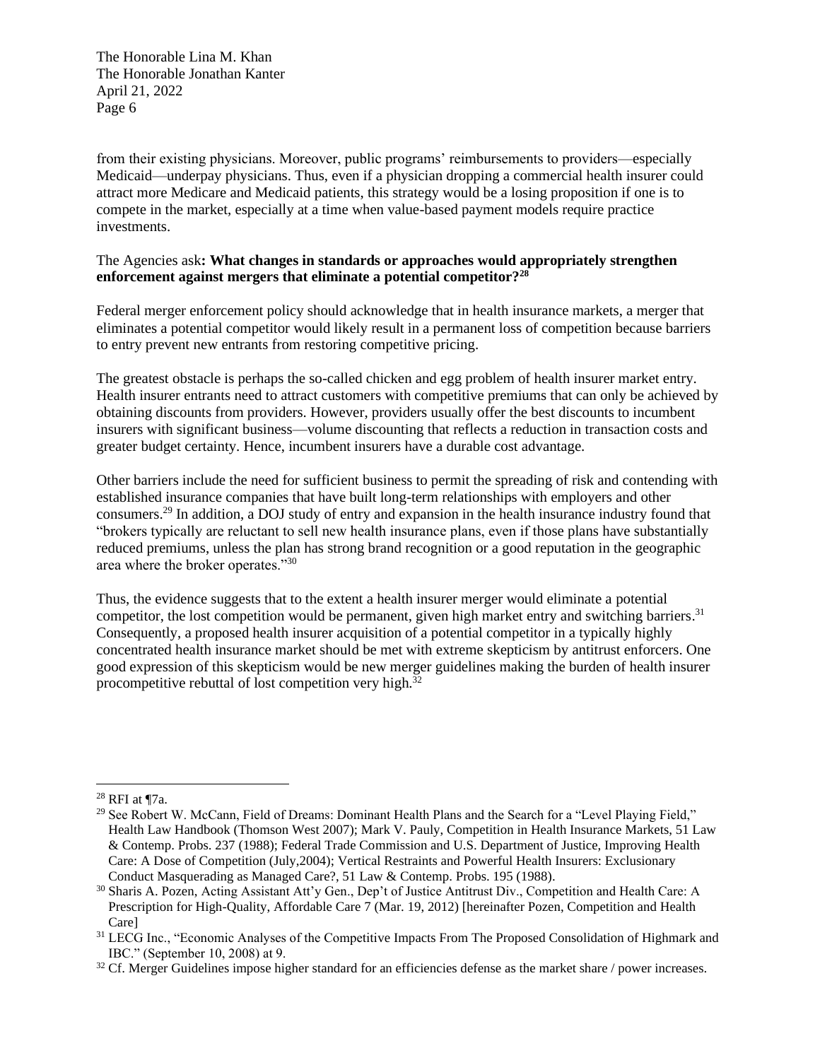from their existing physicians. Moreover, public programs' reimbursements to providers—especially Medicaid—underpay physicians. Thus, even if a physician dropping a commercial health insurer could attract more Medicare and Medicaid patients, this strategy would be a losing proposition if one is to compete in the market, especially at a time when value-based payment models require practice investments.

The Agencies ask**: What changes in standards or approaches would appropriately strengthen enforcement against mergers that eliminate a potential competitor?[28]**

Federal merger enforcement policy should acknowledge that in health insurance markets, a merger that eliminates a potential competitor would likely result in a permanent loss of competition because barriers to entry prevent new entrants from restoring competitive pricing.

The greatest obstacle is perhaps the so-called chicken and egg problem of health insurer market entry. Health insurer entrants need to attract customers with competitive premiums that can only be achieved by obtaining discounts from providers. However, providers usually offer the best discounts to incumbent insurers with significant business—volume discounting that reflects a reduction in transaction costs and greater budget certainty. Hence, incumbent insurers have a durable cost advantage.

Other barriers include the need for sufficient business to permit the spreading of risk and contending with established insurance companies that have built long-term relationships with employers and other consumers.[29] In addition, a DOJ study of entry and expansion in the health insurance industry found that "brokers typically are reluctant to sell new health insurance plans, even if those plans have substantially reduced premiums, unless the plan has strong brand recognition or a good reputation in the geographic area where the broker operates."[30]

Thus, the evidence suggests that to the extent a health insurer merger would eliminate a potential competitor, the lost competition would be permanent, given high market entry and switching barriers.[31] Consequently, a proposed health insurer acquisition of a potential competitor in a typically highly concentrated health insurance market should be met with extreme skepticism by antitrust enforcers. One good expression of this skepticism would be new merger guidelines making the burden of health insurer procompetitive rebuttal of lost competition very high.[32]

---

[28] RFI at ¶7a.

[29] See Robert W. McCann, Field of Dreams: Dominant Health Plans and the Search for a "Level Playing Field," Health Law Handbook (Thomson West 2007); Mark V. Pauly, Competition in Health Insurance Markets, 51 Law & Contemp. Probs. 237 (1988); Federal Trade Commission and U.S. Department of Justice, Improving Health Care: A Dose of Competition (July,2004); Vertical Restraints and Powerful Health Insurers: Exclusionary Conduct Masquerading as Managed Care?, 51 Law & Contemp. Probs. 195 (1988).

[30] Sharis A. Pozen, Acting Assistant Att'y Gen., Dep't of Justice Antitrust Div., Competition and Health Care: A Prescription for High-Quality, Affordable Care 7 (Mar. 19, 2012) [hereinafter Pozen, Competition and Health Care]

[31] LECG Inc., "Economic Analyses of the Competitive Impacts From The Proposed Consolidation of Highmark and IBC." (September 10, 2008) at 9.

[32] Cf. Merger Guidelines impose higher standard for an efficiencies defense as the market share / power increases.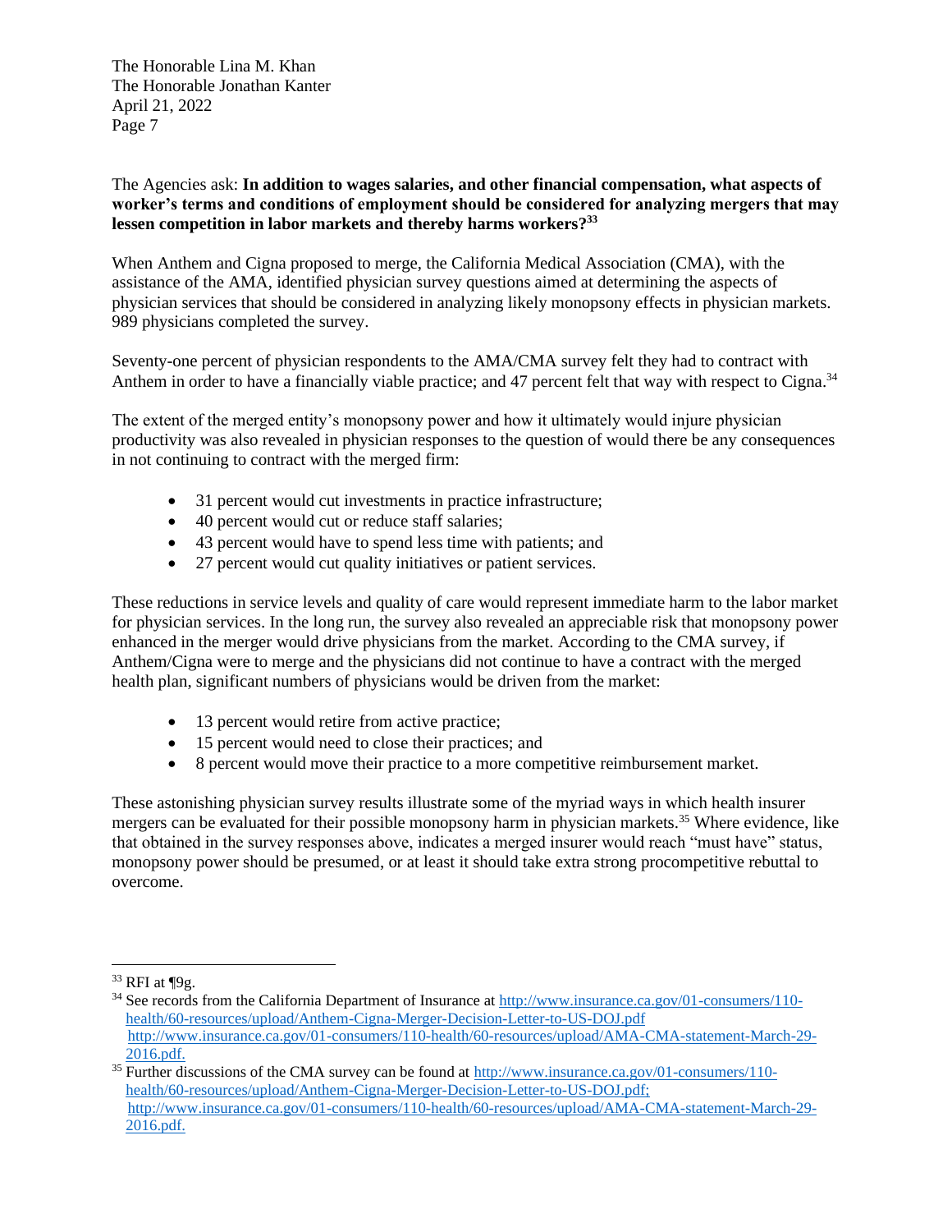The Agencies ask: **In addition to wages salaries, and other financial compensation, what aspects of worker's terms and conditions of employment should be considered for analyzing mergers that may lessen competition in labor markets and thereby harms workers?**[33]

When Anthem and Cigna proposed to merge, the California Medical Association (CMA), with the assistance of the AMA, identified physician survey questions aimed at determining the aspects of physician services that should be considered in analyzing likely monopsony effects in physician markets. 989 physicians completed the survey.

Seventy-one percent of physician respondents to the AMA/CMA survey felt they had to contract with Anthem in order to have a financially viable practice; and 47 percent felt that way with respect to Cigna.[34]

The extent of the merged entity's monopsony power and how it ultimately would injure physician productivity was also revealed in physician responses to the question of would there be any consequences in not continuing to contract with the merged firm:

- 31 percent would cut investments in practice infrastructure;
- 40 percent would cut or reduce staff salaries;
- 43 percent would have to spend less time with patients; and
- 27 percent would cut quality initiatives or patient services.

These reductions in service levels and quality of care would represent immediate harm to the labor market for physician services. In the long run, the survey also revealed an appreciable risk that monopsony power enhanced in the merger would drive physicians from the market. According to the CMA survey, if Anthem/Cigna were to merge and the physicians did not continue to have a contract with the merged health plan, significant numbers of physicians would be driven from the market:

- 13 percent would retire from active practice;
- 15 percent would need to close their practices; and
- 8 percent would move their practice to a more competitive reimbursement market.

These astonishing physician survey results illustrate some of the myriad ways in which health insurer mergers can be evaluated for their possible monopsony harm in physician markets.[35] Where evidence, like that obtained in the survey responses above, indicates a merged insurer would reach "must have" status, monopsony power should be presumed, or at least it should take extra strong procompetitive rebuttal to overcome.

---

[33] RFI at ¶9g.

[34] See records from the California Department of Insurance at http://www.insurance.ca.gov/01-consumers/110-health/60-resources/upload/Anthem-Cigna-Merger-Decision-Letter-to-US-DOJ.pdf http://www.insurance.ca.gov/01-consumers/110-health/60-resources/upload/AMA-CMA-statement-March-29-2016.pdf.

[35] Further discussions of the CMA survey can be found at http://www.insurance.ca.gov/01-consumers/110-health/60-resources/upload/Anthem-Cigna-Merger-Decision-Letter-to-US-DOJ.pdf; http://www.insurance.ca.gov/01-consumers/110-health/60-resources/upload/AMA-CMA-statement-March-29-2016.pdf.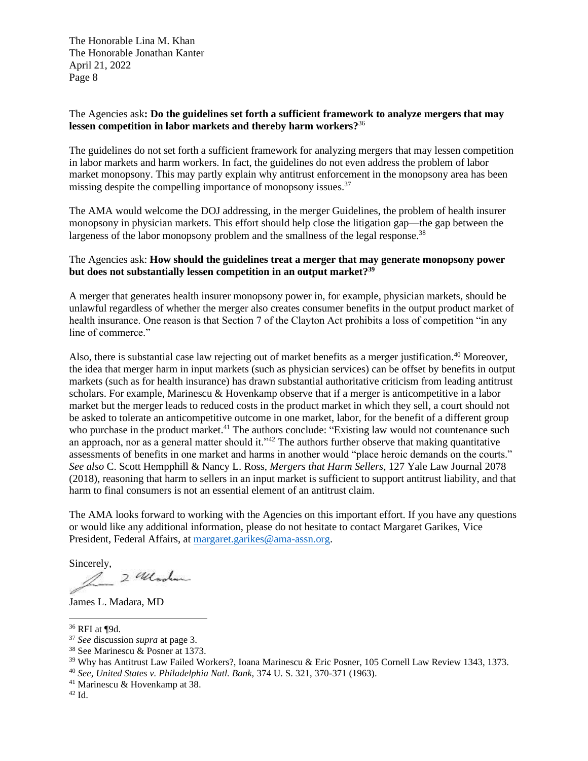The Agencies ask**: Do the guidelines set forth a sufficient framework to analyze mergers that may lessen competition in labor markets and thereby harm workers?**[36]

The guidelines do not set forth a sufficient framework for analyzing mergers that may lessen competition in labor markets and harm workers. In fact, the guidelines do not even address the problem of labor market monopsony. This may partly explain why antitrust enforcement in the monopsony area has been missing despite the compelling importance of monopsony issues.[37]

The AMA would welcome the DOJ addressing, in the merger Guidelines, the problem of health insurer monopsony in physician markets. This effort should help close the litigation gap—the gap between the largeness of the labor monopsony problem and the smallness of the legal response.[38]

The Agencies ask: **How should the guidelines treat a merger that may generate monopsony power but does not substantially lessen competition in an output market?[39]**

A merger that generates health insurer monopsony power in, for example, physician markets, should be unlawful regardless of whether the merger also creates consumer benefits in the output product market of health insurance. One reason is that Section 7 of the Clayton Act prohibits a loss of competition "in any line of commerce."

Also, there is substantial case law rejecting out of market benefits as a merger justification.[40] Moreover, the idea that merger harm in input markets (such as physician services) can be offset by benefits in output markets (such as for health insurance) has drawn substantial authoritative criticism from leading antitrust scholars. For example, Marinescu & Hovenkamp observe that if a merger is anticompetitive in a labor market but the merger leads to reduced costs in the product market in which they sell, a court should not be asked to tolerate an anticompetitive outcome in one market, labor, for the benefit of a different group who purchase in the product market.[41] The authors conclude: "Existing law would not countenance such an approach, nor as a general matter should it."[42] The authors further observe that making quantitative assessments of benefits in one market and harms in another would "place heroic demands on the courts." *See also* C. Scott Hempphill & Nancy L. Ross, *Mergers that Harm Sellers*, 127 Yale Law Journal 2078 (2018), reasoning that harm to sellers in an input market is sufficient to support antitrust liability, and that harm to final consumers is not an essential element of an antitrust claim.

The AMA looks forward to working with the Agencies on this important effort. If you have any questions or would like any additional information, please do not hesitate to contact Margaret Garikes, Vice President, Federal Affairs, at margaret.garikes@ama-assn.org.

Sincerely,

James L. Madara, MD

---

[36] RFI at ¶9d.

[37] *See* discussion *supra* at page 3.

[38] See Marinescu & Posner at 1373.

[39] Why has Antitrust Law Failed Workers?, Ioana Marinescu & Eric Posner, 105 Cornell Law Review 1343, 1373.

[40] *See*, *United States v. Philadelphia Natl. Bank*, 374 U. S. 321, 370-371 (1963).

[41] Marinescu & Hovenkamp at 38.

[42] Id.